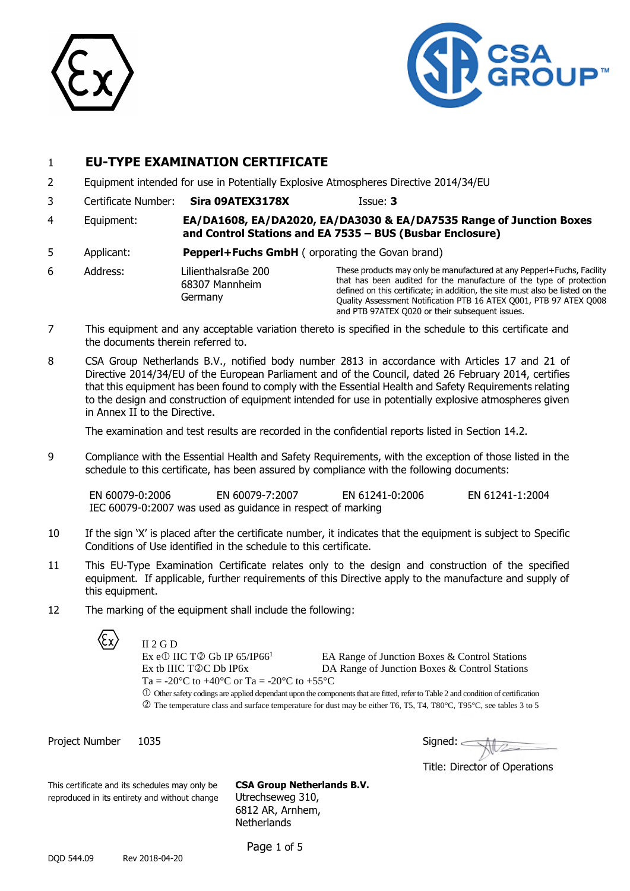1 **EU-TYPE EXAMINATION CERTIFICATE**

2 Equipment intended for use in Potentially Explosive Atmospheres Directive 2014/34/EU

3 Certificate Number: **Sira 09ATEX3178X** Issue: **3**

4 Equipment: **EA/DA1608, EA/DA2020, EA/DA3030 & EA/DA7535 Range of Junction Boxes and Control Stations and EA 7535 – BUS (Busbar Enclosure)**

5 Applicant: **Pepperl+Fuchs GmbH** ( orporating the Govan brand)

6 Address: Lilienthalsraße 200
68307 Mannheim
Germany

These products may only be manufactured at any Pepperl+Fuchs, Facility that has been audited for the manufacture of the type of protection defined on this certificate; in addition, the site must also be listed on the Quality Assessment Notification PTB 16 ATEX Q001, PTB 97 ATEX Q008 and PTB 97ATEX Q020 or their subsequent issues.

7 This equipment and any acceptable variation thereto is specified in the schedule to this certificate and the documents therein referred to.

8 CSA Group Netherlands B.V., notified body number 2813 in accordance with Articles 17 and 21 of Directive 2014/34/EU of the European Parliament and of the Council, dated 26 February 2014, certifies that this equipment has been found to comply with the Essential Health and Safety Requirements relating to the design and construction of equipment intended for use in potentially explosive atmospheres given in Annex II to the Directive.

The examination and test results are recorded in the confidential reports listed in Section 14.2.

9 Compliance with the Essential Health and Safety Requirements, with the exception of those listed in the schedule to this certificate, has been assured by compliance with the following documents:

EN 60079-0:2006 EN 60079-7:2007 EN 61241-0:2006 EN 61241-1:2004
IEC 60079-0:2007 was used as guidance in respect of marking

10 If the sign 'X' is placed after the certificate number, it indicates that the equipment is subject to Specific Conditions of Use identified in the schedule to this certificate.

11 This EU-Type Examination Certificate relates only to the design and construction of the specified equipment. If applicable, further requirements of this Directive apply to the manufacture and supply of this equipment.

12 The marking of the equipment shall include the following:

II 2 G D
Ex e① IIC T② Gb IP 65/IP66[1] EA Range of Junction Boxes & Control Stations
Ex tb IIIC T②C Db IP6x DA Range of Junction Boxes & Control Stations
Ta = -20°C to +40°C or Ta = -20°C to +55°C

① Other safety codings are applied dependant upon the components that are fitted, refer to Table 2 and condition of certification
② The temperature class and surface temperature for dust may be either T6, T5, T4, T80°C, T95°C, see tables 3 to 5

Project Number 1035

Signed:

Title: Director of Operations

This certificate and its schedules may only be reproduced in its entirety and without change

**CSA Group Netherlands B.V.**
Utrechseweg 310,
6812 AR, Arnhem,
Netherlands

DQD 544.09 Rev 2018-04-20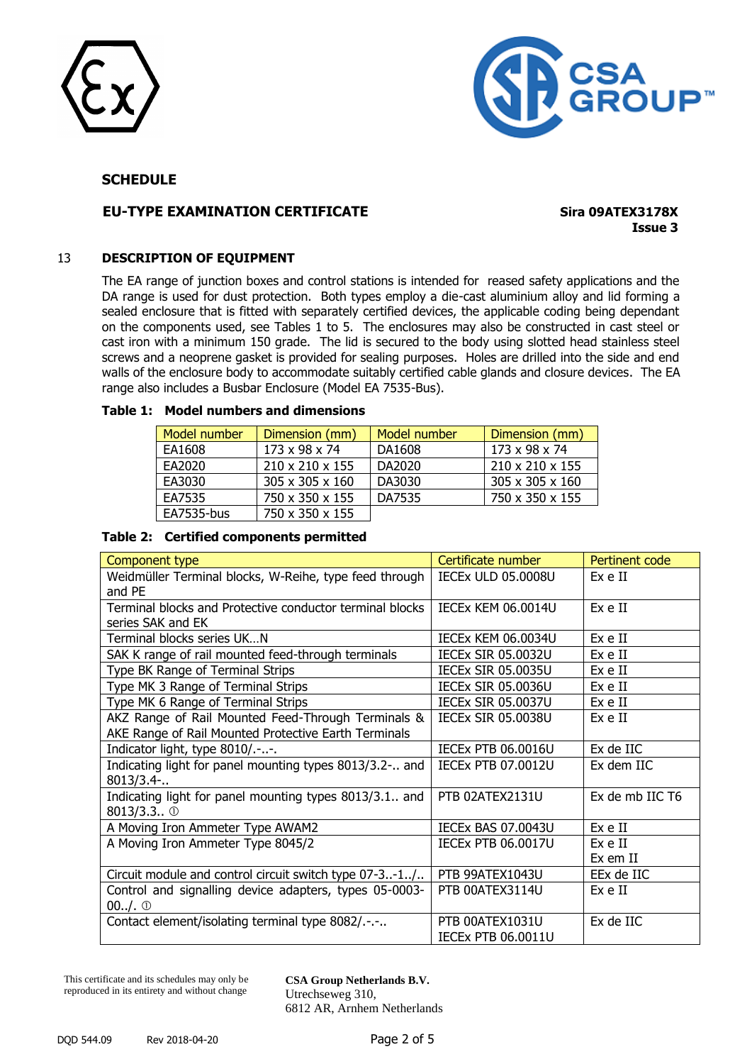## SCHEDULE

**EU-TYPE EXAMINATION CERTIFICATE** **Sira 09ATEX3178X**
**Issue 3**

### 13 DESCRIPTION OF EQUIPMENT

The EA range of junction boxes and control stations is intended for reased safety applications and the DA range is used for dust protection. Both types employ a die-cast aluminium alloy and lid forming a sealed enclosure that is fitted with separately certified devices, the applicable coding being dependant on the components used, see Tables 1 to 5. The enclosures may also be constructed in cast steel or cast iron with a minimum 150 grade. The lid is secured to the body using slotted head stainless steel screws and a neoprene gasket is provided for sealing purposes. Holes are drilled into the side and end walls of the enclosure body to accommodate suitably certified cable glands and closure devices. The EA range also includes a Busbar Enclosure (Model EA 7535-Bus).

**Table 1: Model numbers and dimensions**

| Model number | Dimension (mm) | Model number | Dimension (mm) |
|---|---|---|---|
| EA1608 | 173 x 98 x 74 | DA1608 | 173 x 98 x 74 |
| EA2020 | 210 x 210 x 155 | DA2020 | 210 x 210 x 155 |
| EA3030 | 305 x 305 x 160 | DA3030 | 305 x 305 x 160 |
| EA7535 | 750 x 350 x 155 | DA7535 | 750 x 350 x 155 |
| EA7535-bus | 750 x 350 x 155 | | |

**Table 2: Certified components permitted**

| Component type | Certificate number | Pertinent code |
|---|---|---|
| Weidmüller Terminal blocks, W-Reihe, type feed through and PE | IECEx ULD 05.0008U | Ex e II |
| Terminal blocks and Protective conductor terminal blocks series SAK and EK | IECEx KEM 06.0014U | Ex e II |
| Terminal blocks series UK…N | IECEx KEM 06.0034U | Ex e II |
| SAK K range of rail mounted feed-through terminals | IECEx SIR 05.0032U | Ex e II |
| Type BK Range of Terminal Strips | IECEx SIR 05.0035U | Ex e II |
| Type MK 3 Range of Terminal Strips | IECEx SIR 05.0036U | Ex e II |
| Type MK 6 Range of Terminal Strips | IECEx SIR 05.0037U | Ex e II |
| AKZ Range of Rail Mounted Feed-Through Terminals & AKE Range of Rail Mounted Protective Earth Terminals | IECEx SIR 05.0038U | Ex e II |
| Indicator light, type 8010/.-..-. | IECEx PTB 06.0016U | Ex de IIC |
| Indicating light for panel mounting types 8013/3.2-.. and 8013/3.4-.. | IECEx PTB 07.0012U | Ex dem IIC |
| Indicating light for panel mounting types 8013/3.1.. and 8013/3.3.. ① | PTB 02ATEX2131U | Ex de mb IIC T6 |
| A Moving Iron Ammeter Type AWAM2 | IECEx BAS 07.0043U | Ex e II |
| A Moving Iron Ammeter Type 8045/2 | IECEx PTB 06.0017U | Ex e II<br>Ex em II |
| Circuit module and control circuit switch type 07-3..-1../.. | PTB 99ATEX1043U | EEx de IIC |
| Control and signalling device adapters, types 05-0003-00../. ① | PTB 00ATEX3114U | Ex e II |
| Contact element/isolating terminal type 8082/.-.-.. | PTB 00ATEX1031U<br>IECEx PTB 06.0011U | Ex de IIC |

This certificate and its schedules may only be reproduced in its entirety and without change

**CSA Group Netherlands B.V.**
Utrechseweg 310,
6812 AR, Arnhem Netherlands

DQD 544.09 Rev 2018-04-20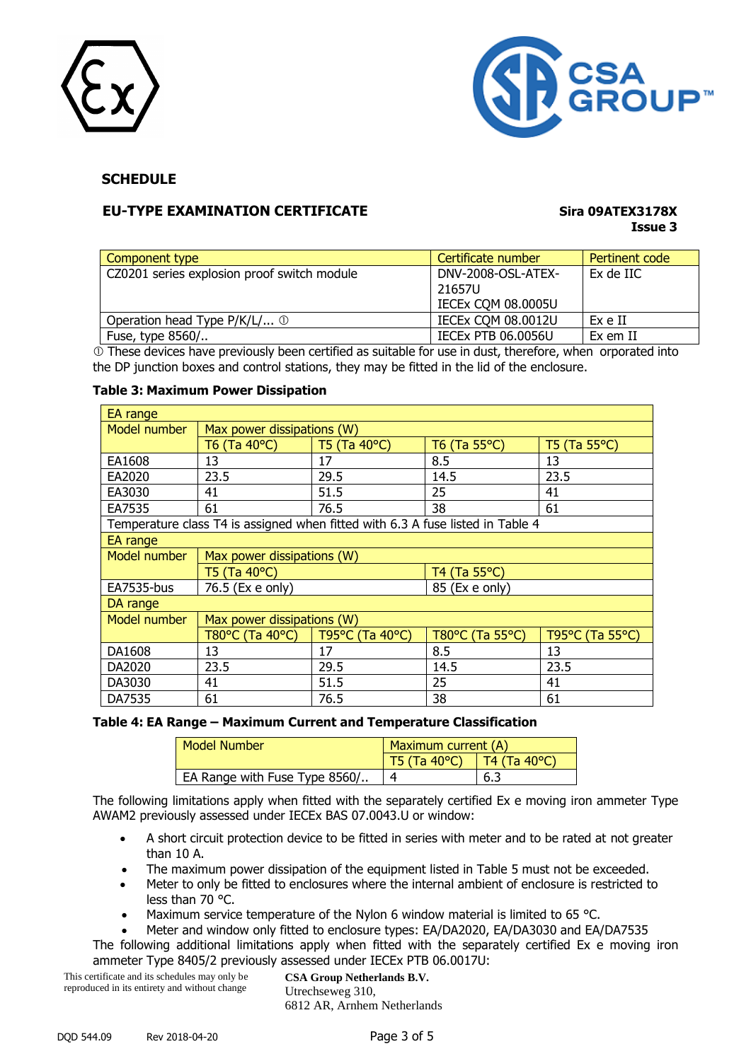## SCHEDULE

## EU-TYPE EXAMINATION CERTIFICATE

**Sira 09ATEX3178X**
**Issue 3**

| Component type | Certificate number | Pertinent code |
|---|---|---|
| CZ0201 series explosion proof switch module | DNV-2008-OSL-ATEX-21657U<br>IECEx CQM 08.0005U | Ex de IIC |
| Operation head Type P/K/L/... ① | IECEx CQM 08.0012U | Ex e II |
| Fuse, type 8560/.. | IECEx PTB 06.0056U | Ex em II |

① These devices have previously been certified as suitable for use in dust, therefore, when orporated into the DP junction boxes and control stations, they may be fitted in the lid of the enclosure.

**Table 3: Maximum Power Dissipation**

| EA range | | | | |
|---|---|---|---|---|
| Model number | Max power dissipations (W) | | | |
| | T6 (Ta 40°C) | T5 (Ta 40°C) | T6 (Ta 55°C) | T5 (Ta 55°C) |
| EA1608 | 13 | 17 | 8.5 | 13 |
| EA2020 | 23.5 | 29.5 | 14.5 | 23.5 |
| EA3030 | 41 | 51.5 | 25 | 41 |
| EA7535 | 61 | 76.5 | 38 | 61 |
| Temperature class T4 is assigned when fitted with 6.3 A fuse listed in Table 4 | | | | |
| EA range | | | | |
| Model number | Max power dissipations (W) | | | |
| | T5 (Ta 40°C) | | T4 (Ta 55°C) | |
| EA7535-bus | 76.5 (Ex e only) | | 85 (Ex e only) | |
| DA range | | | | |
| Model number | Max power dissipations (W) | | | |
| | T80°C (Ta 40°C) | T95°C (Ta 40°C) | T80°C (Ta 55°C) | T95°C (Ta 55°C) |
| DA1608 | 13 | 17 | 8.5 | 13 |
| DA2020 | 23.5 | 29.5 | 14.5 | 23.5 |
| DA3030 | 41 | 51.5 | 25 | 41 |
| DA7535 | 61 | 76.5 | 38 | 61 |

**Table 4: EA Range – Maximum Current and Temperature Classification**

| Model Number | Maximum current (A) | |
|---|---|---|
| | T5 (Ta 40°C) | T4 (Ta 40°C) |
| EA Range with Fuse Type 8560/.. | 4 | 6.3 |

The following limitations apply when fitted with the separately certified Ex e moving iron ammeter Type AWAM2 previously assessed under IECEx BAS 07.0043.U or window:

- A short circuit protection device to be fitted in series with meter and to be rated at not greater than 10 A.
- The maximum power dissipation of the equipment listed in Table 5 must not be exceeded.
- Meter to only be fitted to enclosures where the internal ambient of enclosure is restricted to less than 70 °C.
- Maximum service temperature of the Nylon 6 window material is limited to 65 °C.
- Meter and window only fitted to enclosure types: EA/DA2020, EA/DA3030 and EA/DA7535

The following additional limitations apply when fitted with the separately certified Ex e moving iron ammeter Type 8405/2 previously assessed under IECEx PTB 06.0017U:

This certificate and its schedules may only be reproduced in its entirety and without change

**CSA Group Netherlands B.V.**
Utrechseweg 310,
6812 AR, Arnhem Netherlands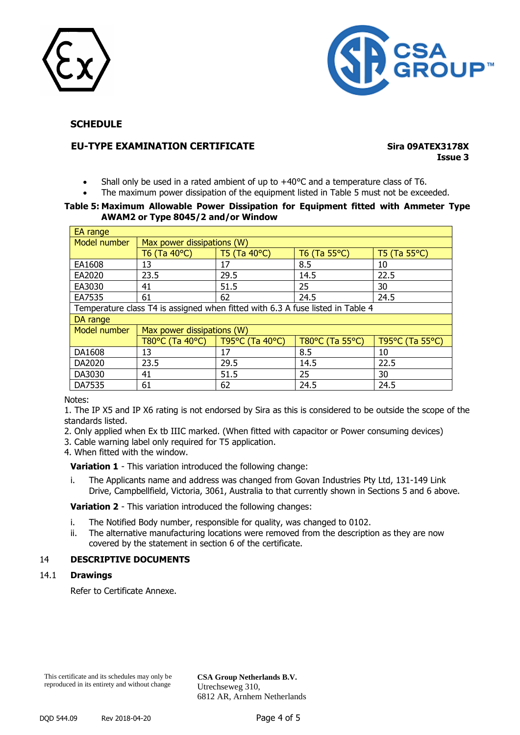## SCHEDULE

## EU-TYPE EXAMINATION CERTIFICATE

**Sira 09ATEX3178X**
**Issue 3**

- Shall only be used in a rated ambient of up to +40°C and a temperature class of T6.
- The maximum power dissipation of the equipment listed in Table 5 must not be exceeded.

**Table 5: Maximum Allowable Power Dissipation for Equipment fitted with Ammeter Type AWAM2 or Type 8045/2 and/or Window**

| EA range | | | | |
|---|---|---|---|---|
| Model number | Max power dissipations (W) | | | |
| | T6 (Ta 40°C) | T5 (Ta 40°C) | T6 (Ta 55°C) | T5 (Ta 55°C) |
| EA1608 | 13 | 17 | 8.5 | 10 |
| EA2020 | 23.5 | 29.5 | 14.5 | 22.5 |
| EA3030 | 41 | 51.5 | 25 | 30 |
| EA7535 | 61 | 62 | 24.5 | 24.5 |
| Temperature class T4 is assigned when fitted with 6.3 A fuse listed in Table 4 | | | | |
| DA range | | | | |
| Model number | Max power dissipations (W) | | | |
| | T80°C (Ta 40°C) | T95°C (Ta 40°C) | T80°C (Ta 55°C) | T95°C (Ta 55°C) |
| DA1608 | 13 | 17 | 8.5 | 10 |
| DA2020 | 23.5 | 29.5 | 14.5 | 22.5 |
| DA3030 | 41 | 51.5 | 25 | 30 |
| DA7535 | 61 | 62 | 24.5 | 24.5 |

Notes:
1. The IP X5 and IP X6 rating is not endorsed by Sira as this is considered to be outside the scope of the standards listed.
2. Only applied when Ex tb IIIC marked. (When fitted with capacitor or Power consuming devices)
3. Cable warning label only required for T5 application.
4. When fitted with the window.

**Variation 1** - This variation introduced the following change:

i. The Applicants name and address was changed from Govan Industries Pty Ltd, 131-149 Link Drive, Campbellfield, Victoria, 3061, Australia to that currently shown in Sections 5 and 6 above.

**Variation 2** - This variation introduced the following changes:

i. The Notified Body number, responsible for quality, was changed to 0102.
ii. The alternative manufacturing locations were removed from the description as they are now covered by the statement in section 6 of the certificate.

## 14 DESCRIPTIVE DOCUMENTS

### 14.1 Drawings

Refer to Certificate Annexe.

This certificate and its schedules may only be reproduced in its entirety and without change

**CSA Group Netherlands B.V.**
Utrechseweg 310,
6812 AR, Arnhem Netherlands

DQD 544.09 Rev 2018-04-20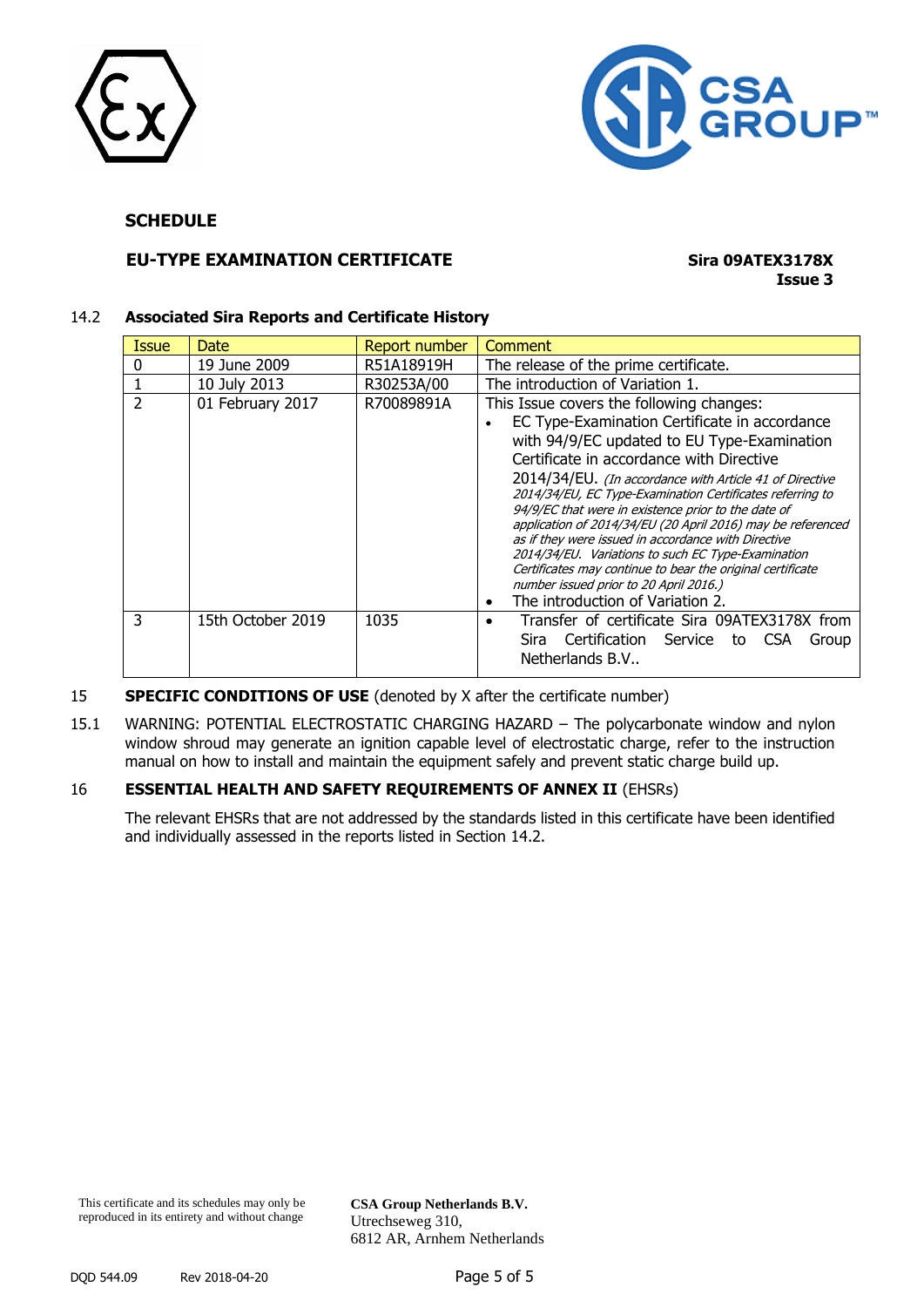**SCHEDULE**

**EU-TYPE EXAMINATION CERTIFICATE** **Sira 09ATEX3178X**
**Issue 3**

14.2 **Associated Sira Reports and Certificate History**

| Issue | Date | Report number | Comment |
|---|---|---|---|
| 0 | 19 June 2009 | R51A18919H | The release of the prime certificate. |
| 1 | 10 July 2013 | R30253A/00 | The introduction of Variation 1. |
| 2 | 01 February 2017 | R70089891A | This Issue covers the following changes:<br>• EC Type-Examination Certificate in accordance with 94/9/EC updated to EU Type-Examination Certificate in accordance with Directive 2014/34/EU. *(In accordance with Article 41 of Directive 2014/34/EU, EC Type-Examination Certificates referring to 94/9/EC that were in existence prior to the date of application of 2014/34/EU (20 April 2016) may be referenced as if they were issued in accordance with Directive 2014/34/EU. Variations to such EC Type-Examination Certificates may continue to bear the original certificate number issued prior to 20 April 2016.)*<br>• The introduction of Variation 2. |
| 3 | 15th October 2019 | 1035 | • Transfer of certificate Sira 09ATEX3178X from Sira Certification Service to CSA Group Netherlands B.V.. |

15 **SPECIFIC CONDITIONS OF USE** (denoted by X after the certificate number)

15.1 WARNING: POTENTIAL ELECTROSTATIC CHARGING HAZARD – The polycarbonate window and nylon window shroud may generate an ignition capable level of electrostatic charge, refer to the instruction manual on how to install and maintain the equipment safely and prevent static charge build up.

16 **ESSENTIAL HEALTH AND SAFETY REQUIREMENTS OF ANNEX II** (EHSRs)

The relevant EHSRs that are not addressed by the standards listed in this certificate have been identified and individually assessed in the reports listed in Section 14.2.

This certificate and its schedules may only be reproduced in its entirety and without change

**CSA Group Netherlands B.V.**
Utrechseweg 310,
6812 AR, Arnhem Netherlands

DQD 544.09 Rev 2018-04-20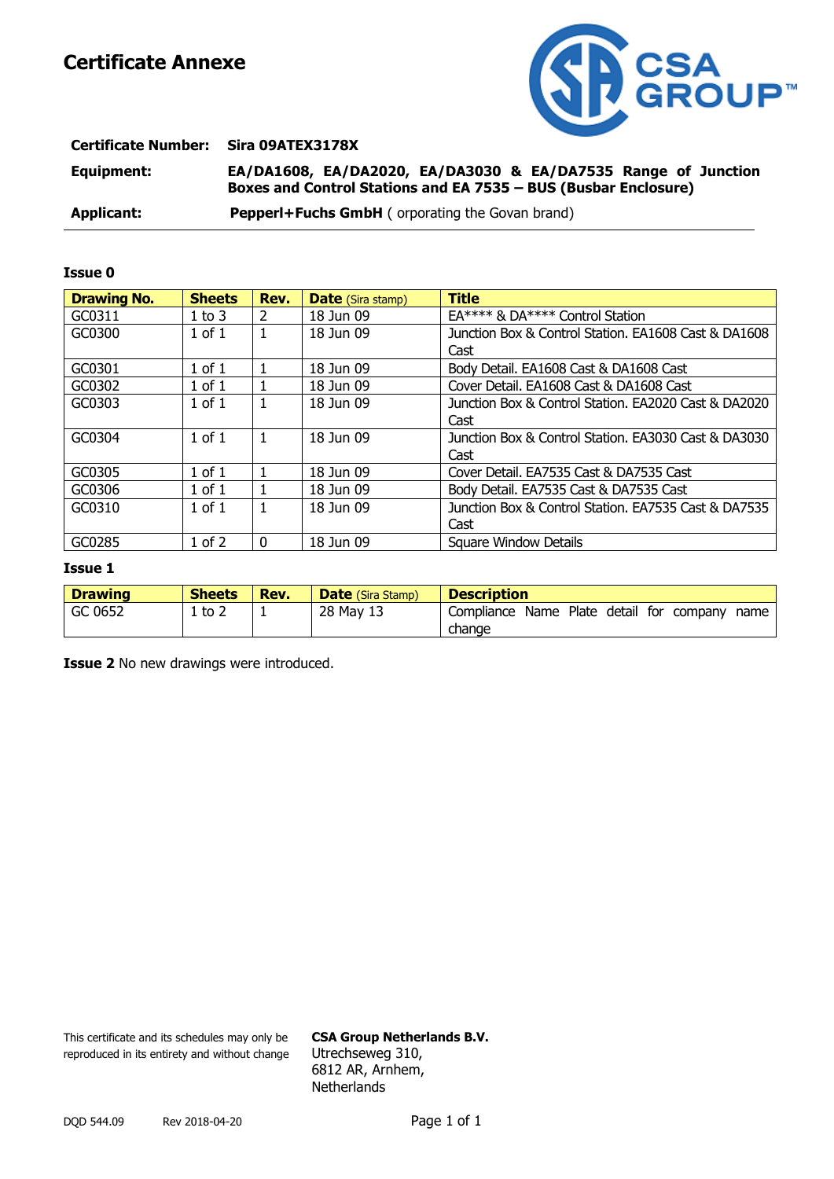# Certificate Annexe

**Certificate Number:** **Sira 09ATEX3178X**

**Equipment:** **EA/DA1608, EA/DA2020, EA/DA3030 & EA/DA7535 Range of Junction Boxes and Control Stations and EA 7535 – BUS (Busbar Enclosure)**

**Applicant:** **Pepperl+Fuchs GmbH** ( orporating the Govan brand)

**Issue 0**

| Drawing No. | Sheets | Rev. | Date (Sira stamp) | Title |
|---|---|---|---|---|
| GC0311 | 1 to 3 | 2 | 18 Jun 09 | EA**** & DA**** Control Station |
| GC0300 | 1 of 1 | 1 | 18 Jun 09 | Junction Box & Control Station. EA1608 Cast & DA1608 Cast |
| GC0301 | 1 of 1 | 1 | 18 Jun 09 | Body Detail. EA1608 Cast & DA1608 Cast |
| GC0302 | 1 of 1 | 1 | 18 Jun 09 | Cover Detail. EA1608 Cast & DA1608 Cast |
| GC0303 | 1 of 1 | 1 | 18 Jun 09 | Junction Box & Control Station. EA2020 Cast & DA2020 Cast |
| GC0304 | 1 of 1 | 1 | 18 Jun 09 | Junction Box & Control Station. EA3030 Cast & DA3030 Cast |
| GC0305 | 1 of 1 | 1 | 18 Jun 09 | Cover Detail. EA7535 Cast & DA7535 Cast |
| GC0306 | 1 of 1 | 1 | 18 Jun 09 | Body Detail. EA7535 Cast & DA7535 Cast |
| GC0310 | 1 of 1 | 1 | 18 Jun 09 | Junction Box & Control Station. EA7535 Cast & DA7535 Cast |
| GC0285 | 1 of 2 | 0 | 18 Jun 09 | Square Window Details |

**Issue 1**

| Drawing | Sheets | Rev. | Date (Sira Stamp) | Description |
|---|---|---|---|---|
| GC 0652 | 1 to 2 | 1 | 28 May 13 | Compliance Name Plate detail for company name change |

**Issue 2** No new drawings were introduced.

This certificate and its schedules may only be reproduced in its entirety and without change

**CSA Group Netherlands B.V.**
Utrechseweg 310,
6812 AR, Arnhem,
Netherlands

DQD 544.09 Rev 2018-04-20